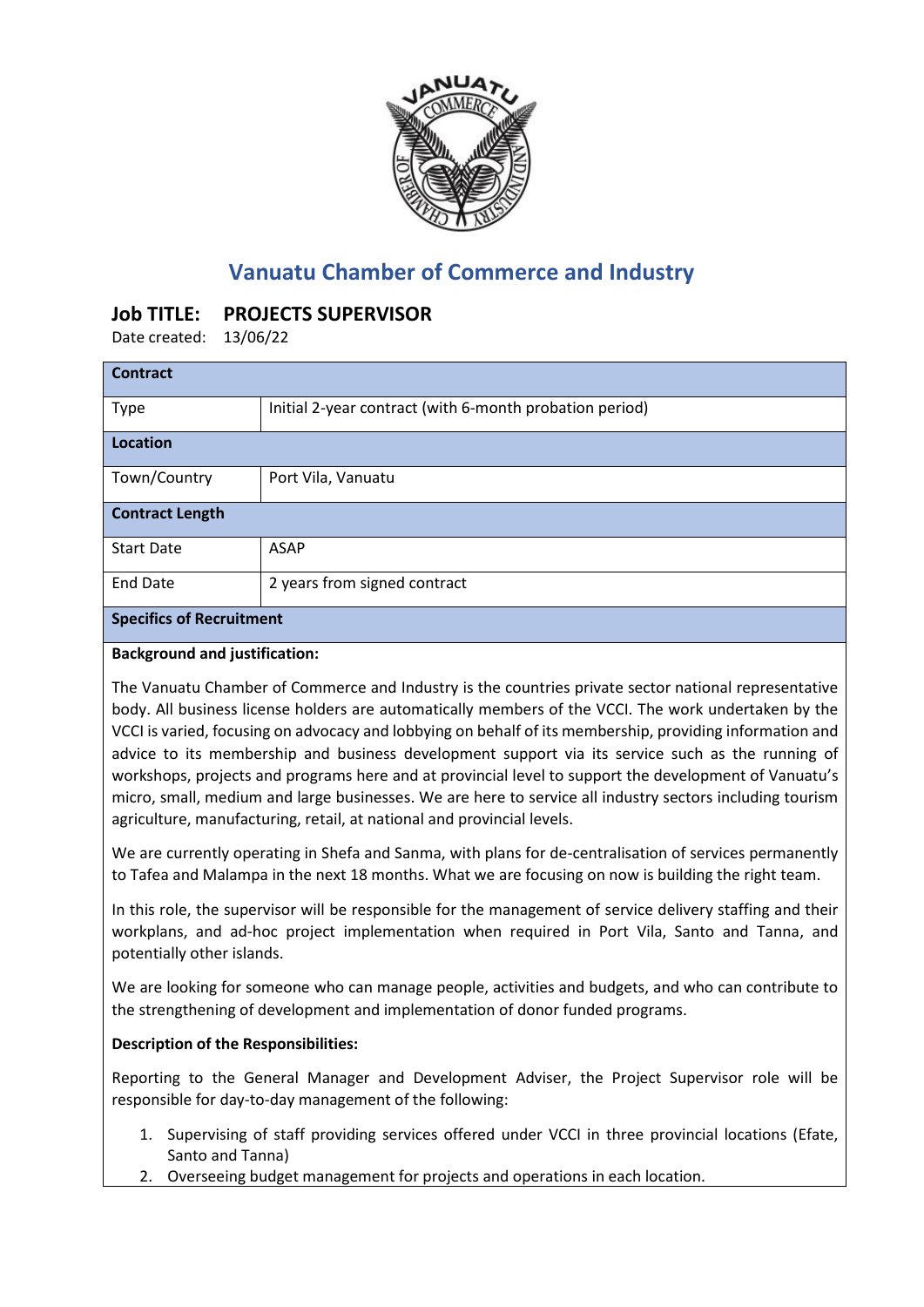# Vanuatu Chamber of Commerce and Industry

## Job TITLE: PROJECTS SUPERVISOR

Date created: 13/06/22

| **Contract** | |
|---|---|
| Type | Initial 2-year contract (with 6-month probation period) |
| **Location** | |
| Town/Country | Port Vila, Vanuatu |
| **Contract Length** | |
| Start Date | ASAP |
| End Date | 2 years from signed contract |
| **Specifics of Recruitment** | |

**Background and justification:**

The Vanuatu Chamber of Commerce and Industry is the countries private sector national representative body. All business license holders are automatically members of the VCCI. The work undertaken by the VCCI is varied, focusing on advocacy and lobbying on behalf of its membership, providing information and advice to its membership and business development support via its service such as the running of workshops, projects and programs here and at provincial level to support the development of Vanuatu's micro, small, medium and large businesses. We are here to service all industry sectors including tourism agriculture, manufacturing, retail, at national and provincial levels.

We are currently operating in Shefa and Sanma, with plans for de-centralisation of services permanently to Tafea and Malampa in the next 18 months. What we are focusing on now is building the right team.

In this role, the supervisor will be responsible for the management of service delivery staffing and their workplans, and ad-hoc project implementation when required in Port Vila, Santo and Tanna, and potentially other islands.

We are looking for someone who can manage people, activities and budgets, and who can contribute to the strengthening of development and implementation of donor funded programs.

**Description of the Responsibilities:**

Reporting to the General Manager and Development Adviser, the Project Supervisor role will be responsible for day-to-day management of the following:

1. Supervising of staff providing services offered under VCCI in three provincial locations (Efate, Santo and Tanna)
2. Overseeing budget management for projects and operations in each location.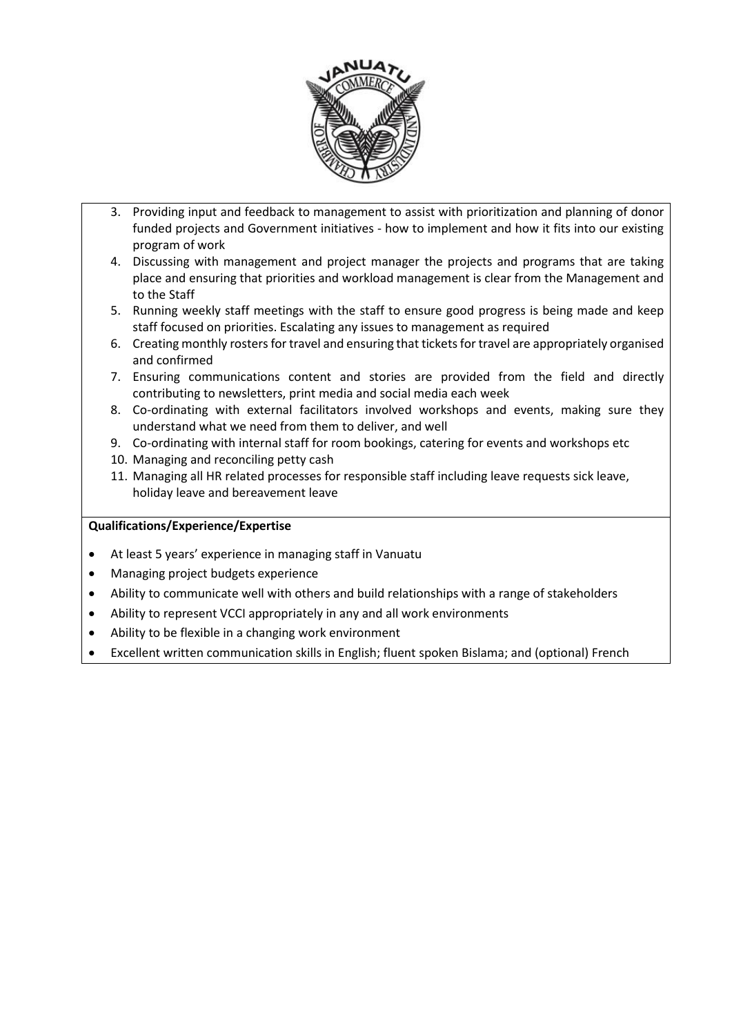3. Providing input and feedback to management to assist with prioritization and planning of donor funded projects and Government initiatives - how to implement and how it fits into our existing program of work
4. Discussing with management and project manager the projects and programs that are taking place and ensuring that priorities and workload management is clear from the Management and to the Staff
5. Running weekly staff meetings with the staff to ensure good progress is being made and keep staff focused on priorities. Escalating any issues to management as required
6. Creating monthly rosters for travel and ensuring that tickets for travel are appropriately organised and confirmed
7. Ensuring communications content and stories are provided from the field and directly contributing to newsletters, print media and social media each week
8. Co-ordinating with external facilitators involved workshops and events, making sure they understand what we need from them to deliver, and well
9. Co-ordinating with internal staff for room bookings, catering for events and workshops etc
10. Managing and reconciling petty cash
11. Managing all HR related processes for responsible staff including leave requests sick leave, holiday leave and bereavement leave

**Qualifications/Experience/Expertise**

- At least 5 years' experience in managing staff in Vanuatu
- Managing project budgets experience
- Ability to communicate well with others and build relationships with a range of stakeholders
- Ability to represent VCCI appropriately in any and all work environments
- Ability to be flexible in a changing work environment
- Excellent written communication skills in English; fluent spoken Bislama; and (optional) French